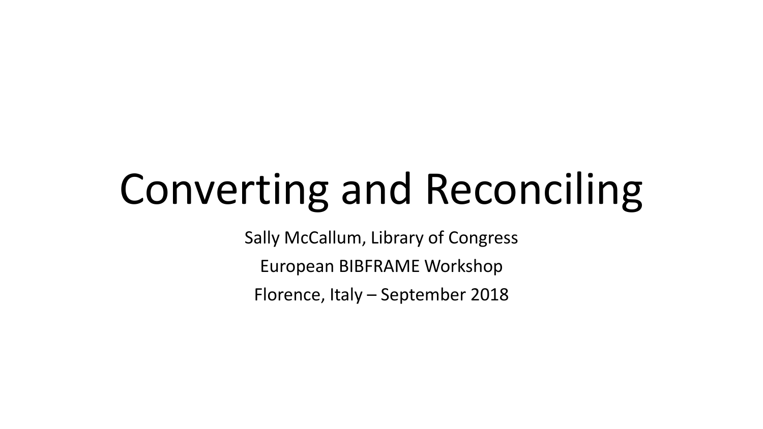# Converting and Reconciling

Sally McCallum, Library of Congress

European BIBFRAME Workshop

Florence, Italy – September 2018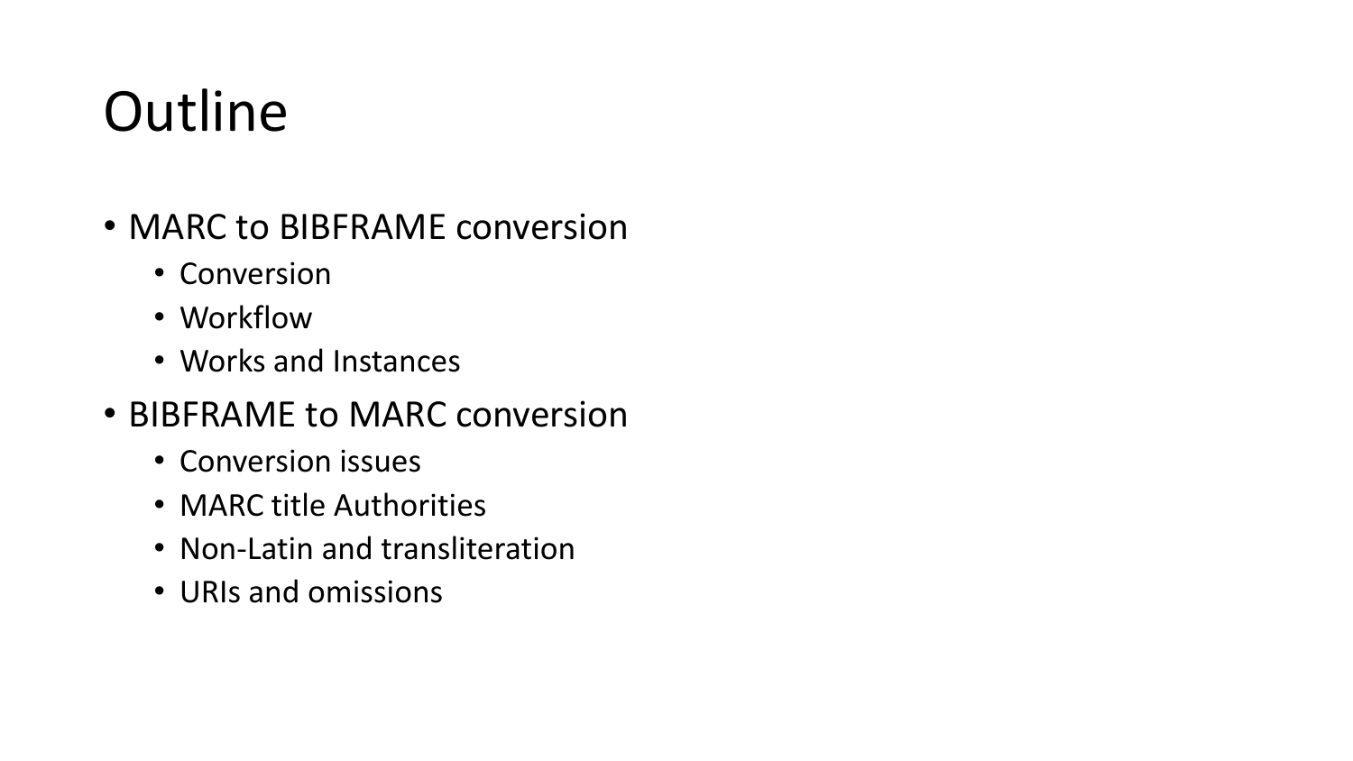# Outline

- MARC to BIBFRAME conversion
  - Conversion
  - Workflow
  - Works and Instances
- BIBFRAME to MARC conversion
  - Conversion issues
  - MARC title Authorities
  - Non-Latin and transliteration
  - URIs and omissions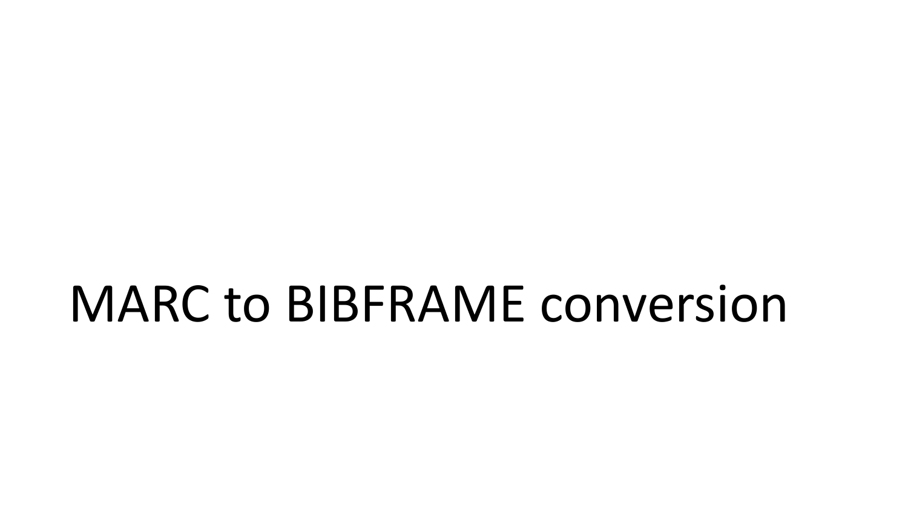# MARC to BIBFRAME conversion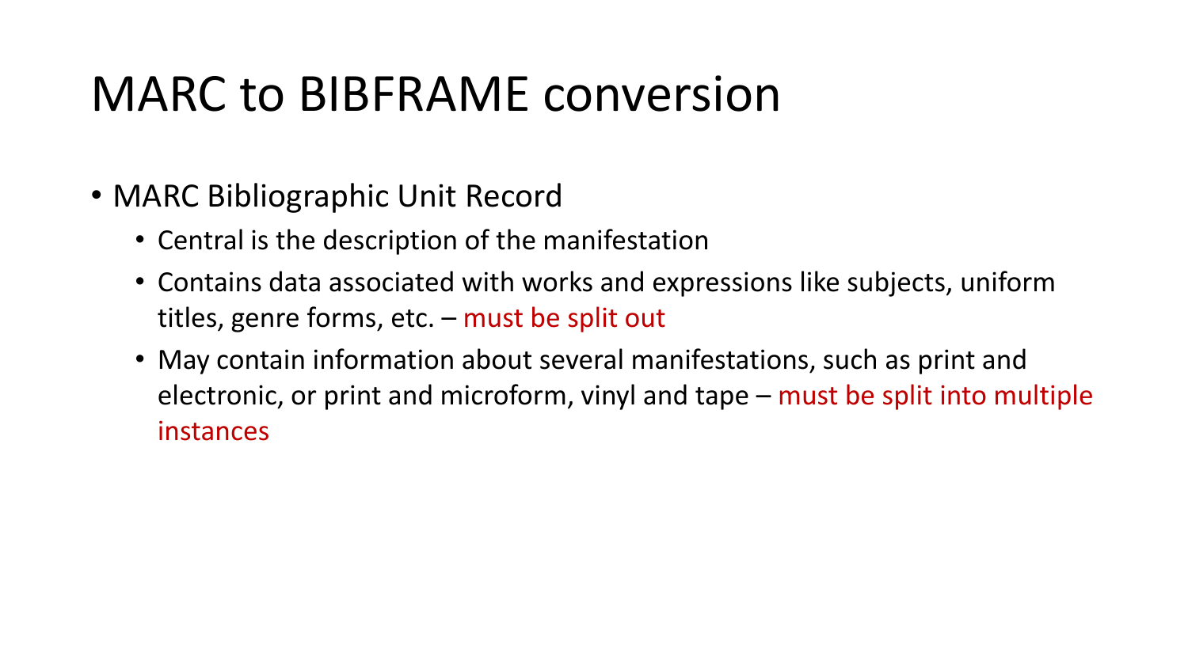# MARC to BIBFRAME conversion

- MARC Bibliographic Unit Record
  - Central is the description of the manifestation
  - Contains data associated with works and expressions like subjects, uniform titles, genre forms, etc. – must be split out
  - May contain information about several manifestations, such as print and electronic, or print and microform, vinyl and tape – must be split into multiple instances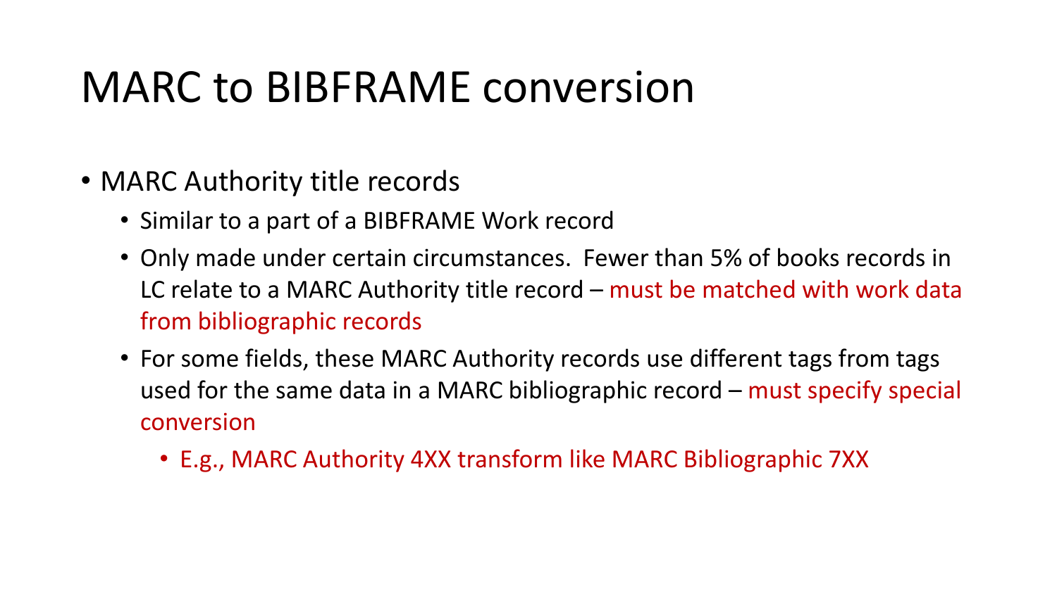# MARC to BIBFRAME conversion

- MARC Authority title records
  - Similar to a part of a BIBFRAME Work record
  - Only made under certain circumstances. Fewer than 5% of books records in LC relate to a MARC Authority title record – must be matched with work data from bibliographic records
  - For some fields, these MARC Authority records use different tags from tags used for the same data in a MARC bibliographic record – must specify special conversion
    - E.g., MARC Authority 4XX transform like MARC Bibliographic 7XX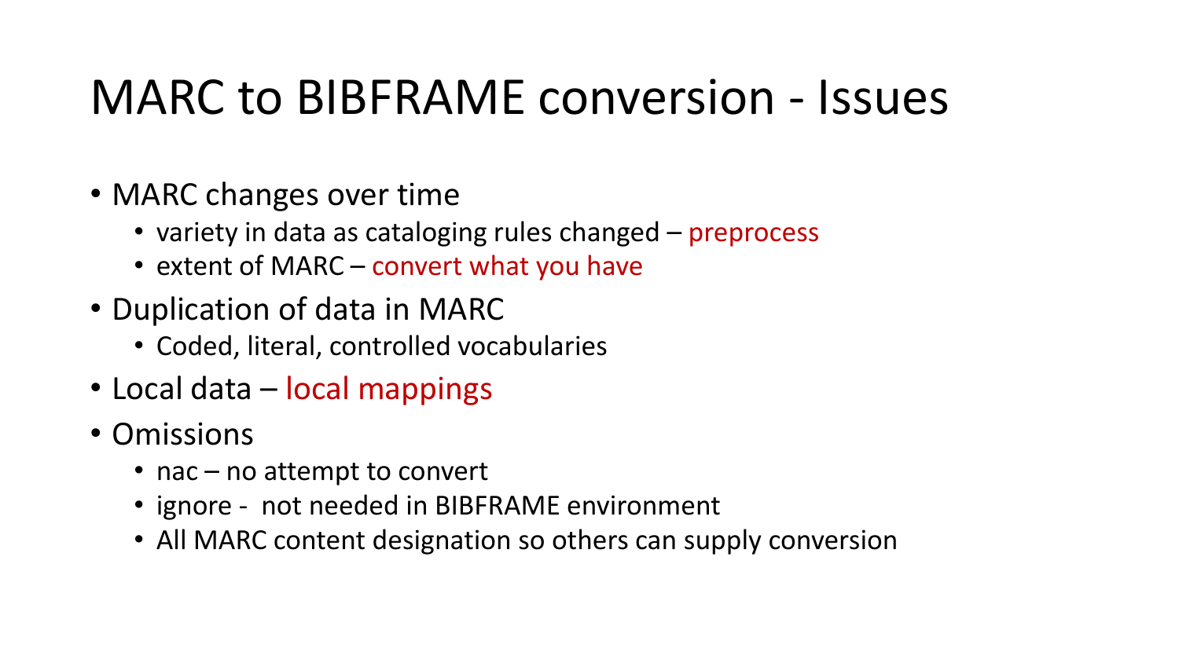# MARC to BIBFRAME conversion - Issues

- MARC changes over time
  - variety in data as cataloging rules changed – preprocess
  - extent of MARC – convert what you have
- Duplication of data in MARC
  - Coded, literal, controlled vocabularies
- Local data – local mappings
- Omissions
  - nac – no attempt to convert
  - ignore - not needed in BIBFRAME environment
  - All MARC content designation so others can supply conversion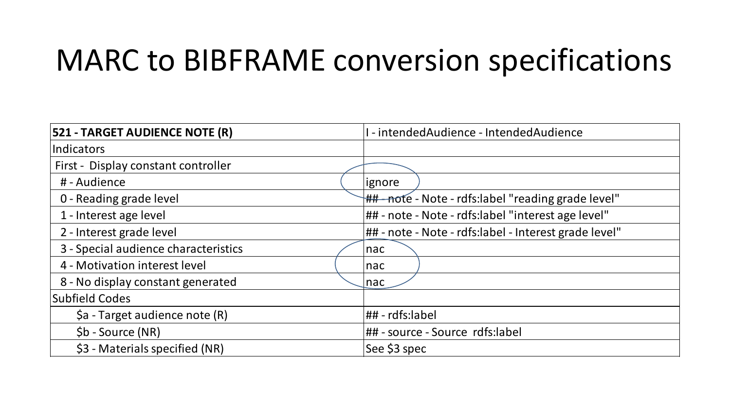# MARC to BIBFRAME conversion specifications

| 521 - TARGET AUDIENCE NOTE (R) | I - intendedAudience - IntendedAudience |
|---|---|
| Indicators | |
| First - Display constant controller | |
| # - Audience | ignore |
| 0 - Reading grade level | ## - note - Note - rdfs:label "reading grade level" |
| 1 - Interest age level | ## - note - Note - rdfs:label "interest age level" |
| 2 - Interest grade level | ## - note - Note - rdfs:label - Interest grade level" |
| 3 - Special audience characteristics | nac |
| 4 - Motivation interest level | nac |
| 8 - No display constant generated | nac |
| Subfield Codes | |
| $a - Target audience note (R) | ## - rdfs:label |
| $b - Source (NR) | ## - source - Source rdfs:label |
| $3 - Materials specified (NR) | See $3 spec |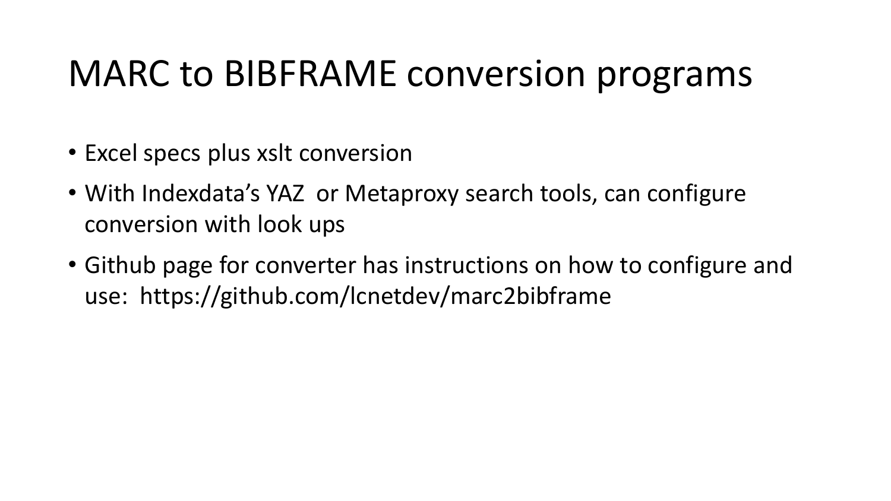# MARC to BIBFRAME conversion programs

- Excel specs plus xslt conversion
- With Indexdata's YAZ  or Metaproxy search tools, can configure conversion with look ups
- Github page for converter has instructions on how to configure and use:  https://github.com/lcnetdev/marc2bibframe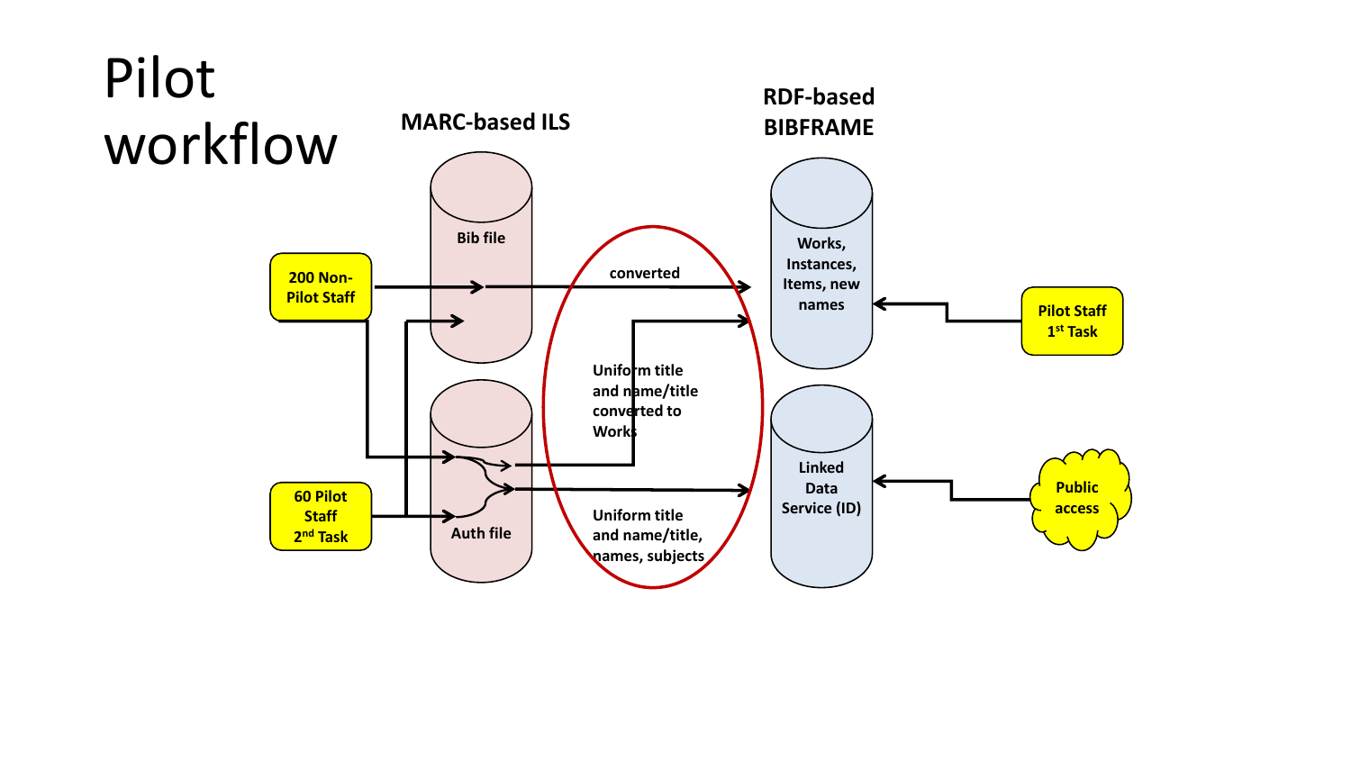# Pilot workflow

MARC-based ILS

RDF-based BIBFRAME

Bib file

Auth file

200 Non-Pilot Staff

60 Pilot Staff 2nd Task

converted

Uniform title and name/title converted to Works

Uniform title and name/title, names, subjects

Works, Instances, Items, new names

Linked Data Service (ID)

Pilot Staff 1st Task

Public access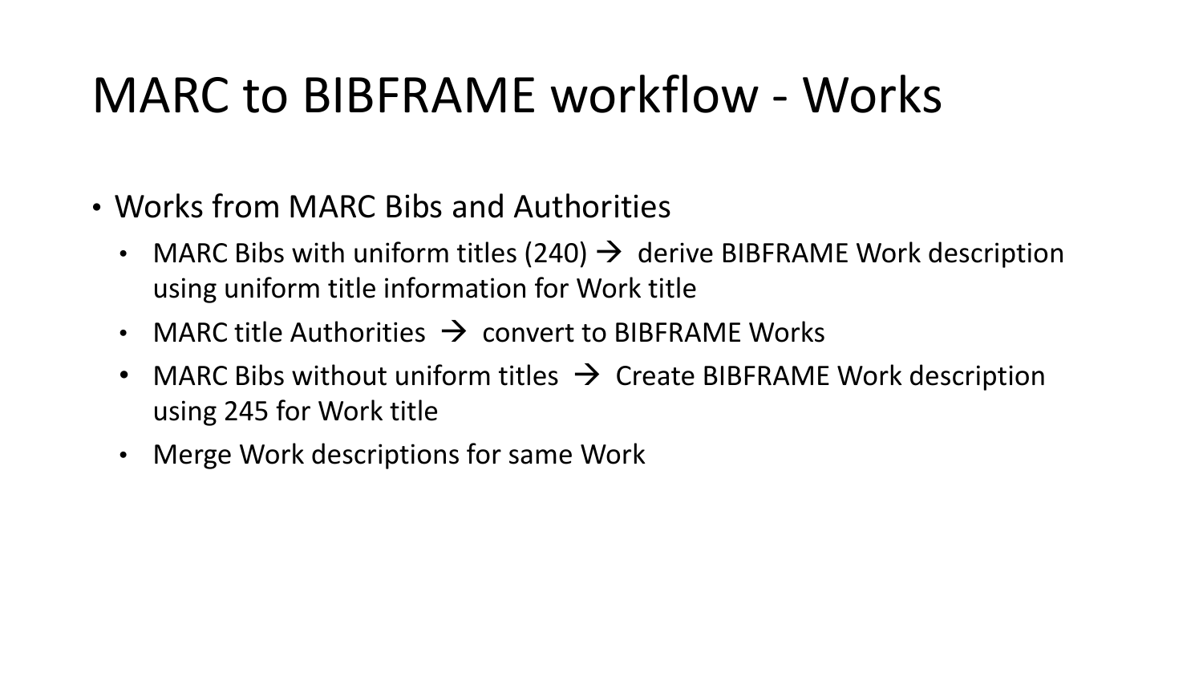# MARC to BIBFRAME workflow - Works

- Works from MARC Bibs and Authorities
  - MARC Bibs with uniform titles (240) → derive BIBFRAME Work description using uniform title information for Work title
  - MARC title Authorities → convert to BIBFRAME Works
  - MARC Bibs without uniform titles → Create BIBFRAME Work description using 245 for Work title
  - Merge Work descriptions for same Work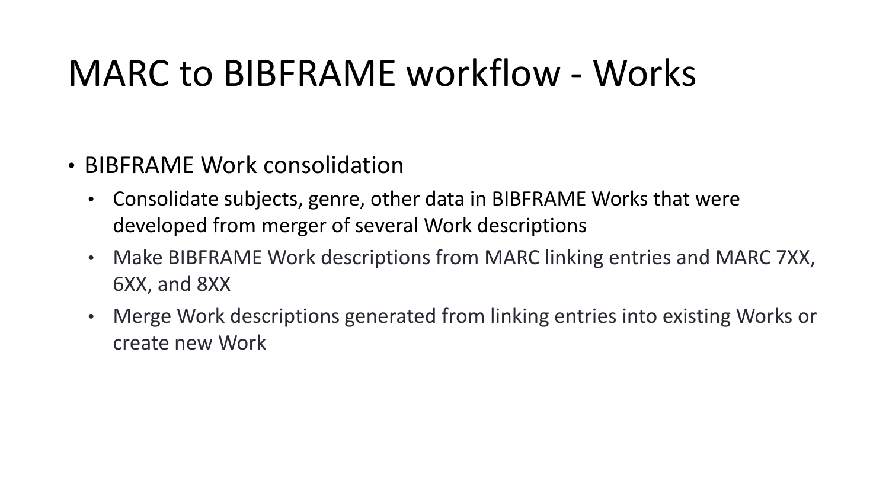# MARC to BIBFRAME workflow - Works

- BIBFRAME Work consolidation
  - Consolidate subjects, genre, other data in BIBFRAME Works that were developed from merger of several Work descriptions
  - Make BIBFRAME Work descriptions from MARC linking entries and MARC 7XX, 6XX, and 8XX
  - Merge Work descriptions generated from linking entries into existing Works or create new Work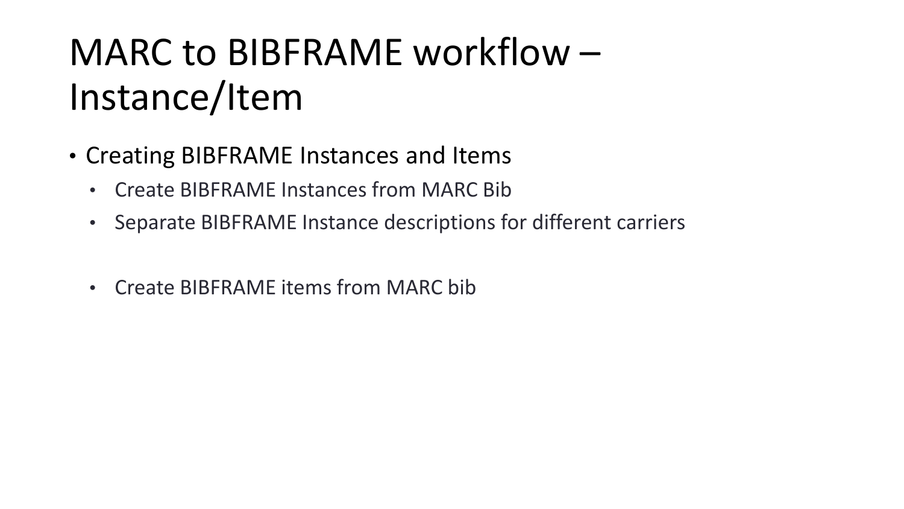# MARC to BIBFRAME workflow – Instance/Item

- Creating BIBFRAME Instances and Items
  - Create BIBFRAME Instances from MARC Bib
  - Separate BIBFRAME Instance descriptions for different carriers

  - Create BIBFRAME items from MARC bib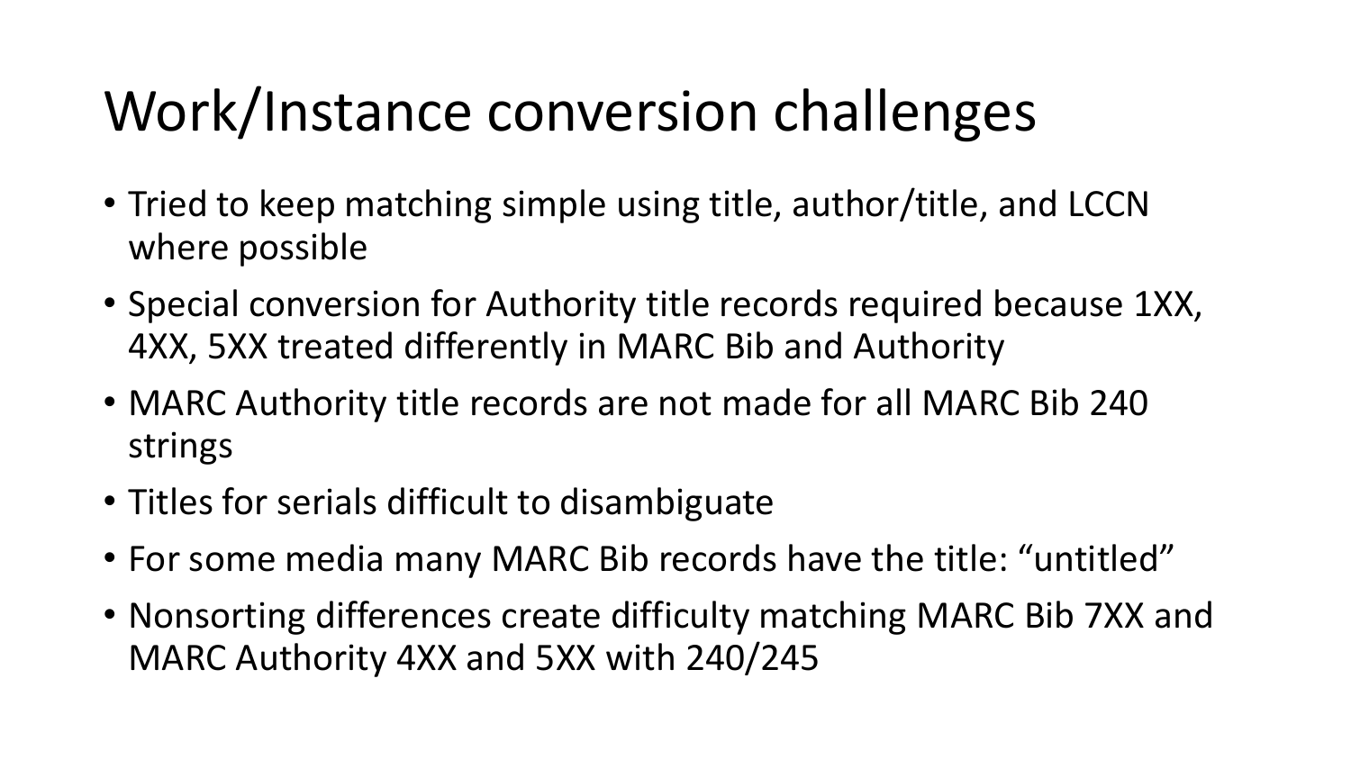# Work/Instance conversion challenges

- Tried to keep matching simple using title, author/title, and LCCN where possible
- Special conversion for Authority title records required because 1XX, 4XX, 5XX treated differently in MARC Bib and Authority
- MARC Authority title records are not made for all MARC Bib 240 strings
- Titles for serials difficult to disambiguate
- For some media many MARC Bib records have the title: "untitled"
- Nonsorting differences create difficulty matching MARC Bib 7XX and MARC Authority 4XX and 5XX with 240/245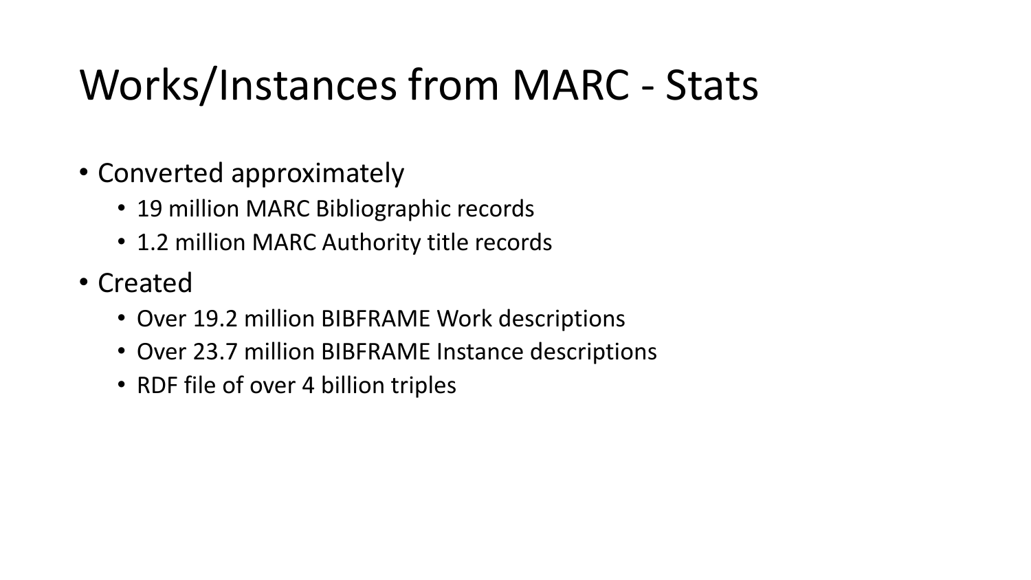# Works/Instances from MARC - Stats

- Converted approximately
  - 19 million MARC Bibliographic records
  - 1.2 million MARC Authority title records
- Created
  - Over 19.2 million BIBFRAME Work descriptions
  - Over 23.7 million BIBFRAME Instance descriptions
  - RDF file of over 4 billion triples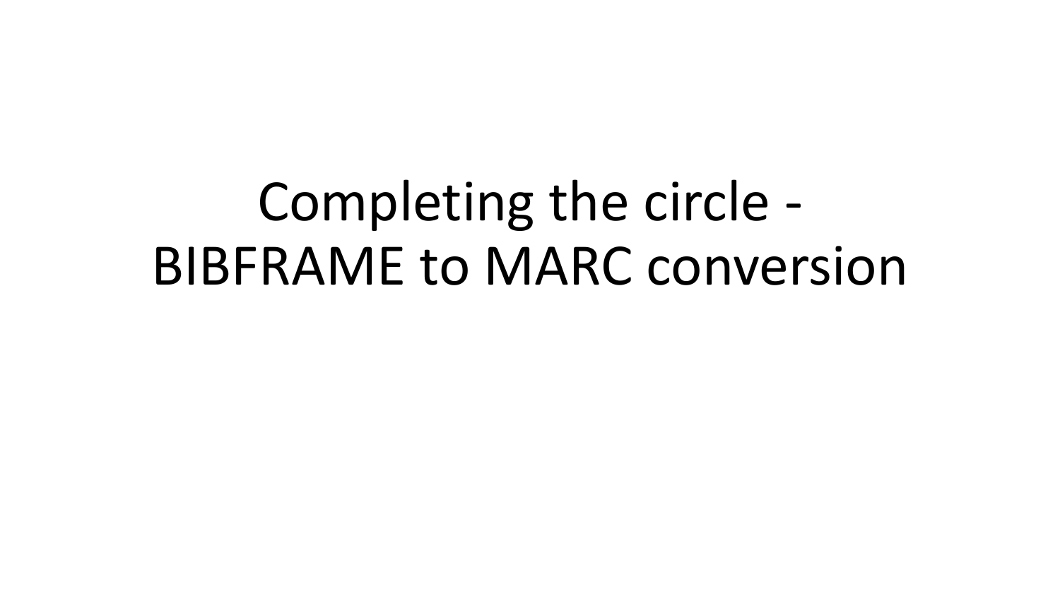# Completing the circle - BIBFRAME to MARC conversion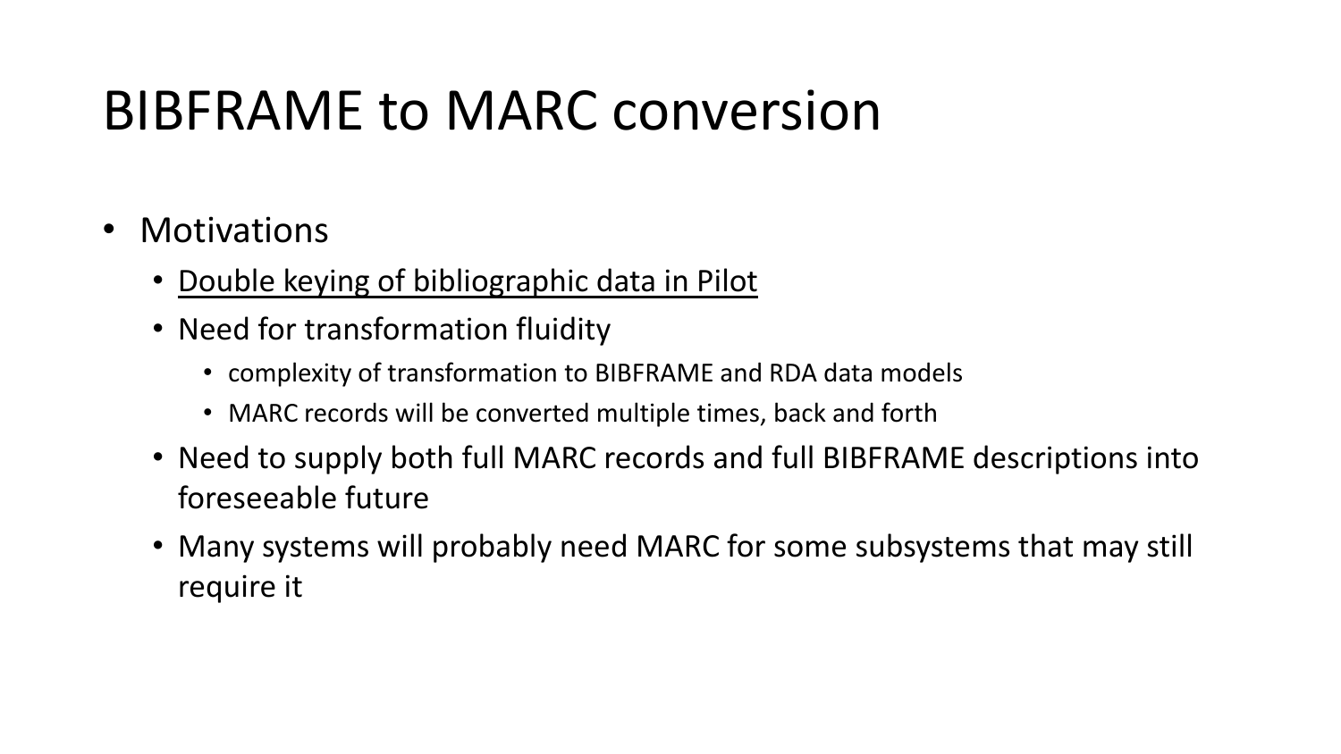# BIBFRAME to MARC conversion

- Motivations
  - <u>Double keying of bibliographic data in Pilot</u>
  - Need for transformation fluidity
    - complexity of transformation to BIBFRAME and RDA data models
    - MARC records will be converted multiple times, back and forth
  - Need to supply both full MARC records and full BIBFRAME descriptions into foreseeable future
  - Many systems will probably need MARC for some subsystems that may still require it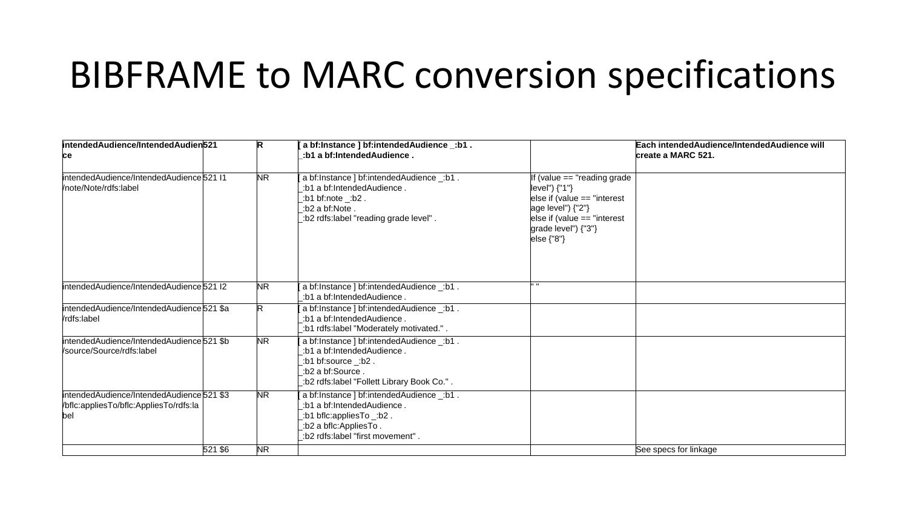# BIBFRAME to MARC conversion specifications

| | | | | | |
|---|---|---|---|---|---|
| **intendedAudience/IntendedAudience** | **521** | **R** | **[ a bf:Instance ] bf:intendedAudience _:b1 .<br>_:b1 a bf:IntendedAudience .** | | **Each intendedAudience/IntendedAudience will create a MARC 521.** |
| intendedAudience/IntendedAudience/note/Note/rdfs:label | 521 I1 | NR | [ a bf:Instance ] bf:intendedAudience _:b1 .<br>_:b1 a bf:IntendedAudience .<br>_:b1 bf:note _:b2 .<br>_:b2 a bf:Note .<br>_:b2 rdfs:label "reading grade level" . | If (value == "reading grade level") {"1"}<br>else if (value == "interest age level") {"2"}<br>else if (value == "interest grade level") {"3"}<br>else {"8"} | |
| intendedAudience/IntendedAudience | 521 I2 | NR | [ a bf:Instance ] bf:intendedAudience _:b1 .<br>_:b1 a bf:IntendedAudience . | " " | |
| intendedAudience/IntendedAudience/rdfs:label | 521 $a | R | [ a bf:Instance ] bf:intendedAudience _:b1 .<br>_:b1 a bf:IntendedAudience .<br>_:b1 rdfs:label "Moderately motivated." . | | |
| intendedAudience/IntendedAudience/source/Source/rdfs:label | 521 $b | NR | [ a bf:Instance ] bf:intendedAudience _:b1 .<br>_:b1 a bf:IntendedAudience .<br>_:b1 bf:source _:b2 .<br>_:b2 a bf:Source .<br>_:b2 rdfs:label "Follett Library Book Co." . | | |
| intendedAudience/IntendedAudience/bflc:appliesTo/bflc:AppliesTo/rdfs:label | 521 $3 | NR | [ a bf:Instance ] bf:intendedAudience _:b1 .<br>_:b1 a bf:IntendedAudience .<br>_:b1 bflc:appliesTo _:b2 .<br>_:b2 a bflc:AppliesTo .<br>_:b2 rdfs:label "first movement" . | | |
| | 521 $6 | NR | | | See specs for linkage |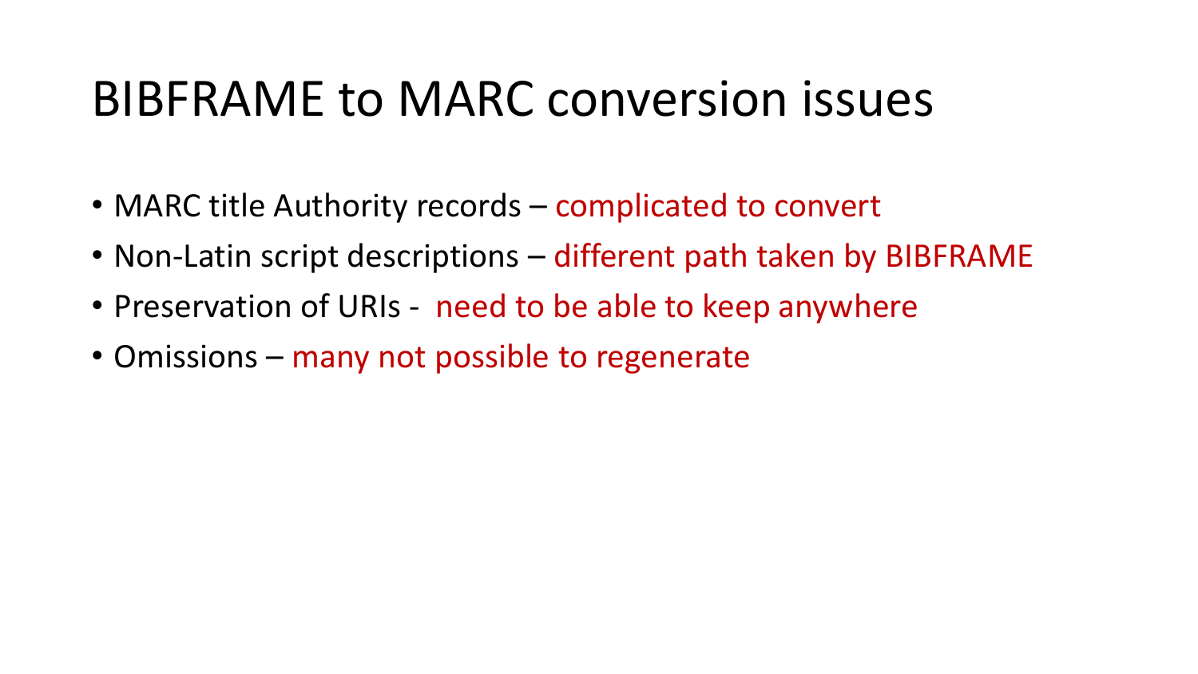# BIBFRAME to MARC conversion issues

- MARC title Authority records – complicated to convert
- Non-Latin script descriptions – different path taken by BIBFRAME
- Preservation of URIs - need to be able to keep anywhere
- Omissions – many not possible to regenerate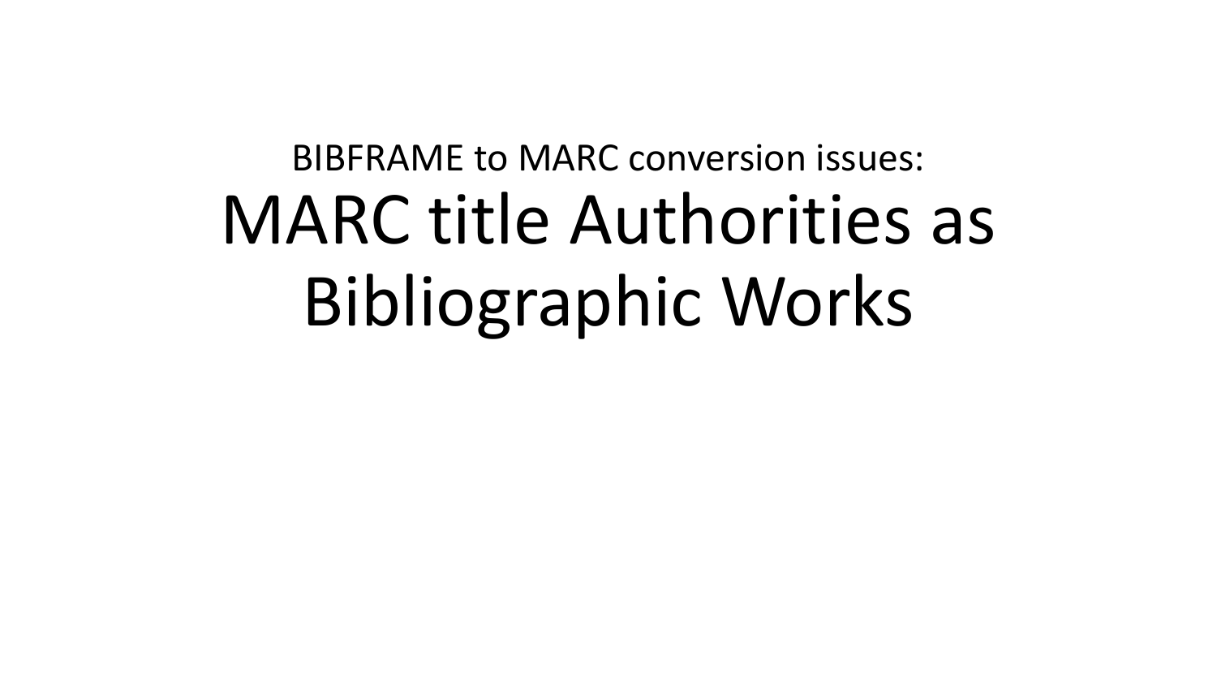BIBFRAME to MARC conversion issues:

# MARC title Authorities as Bibliographic Works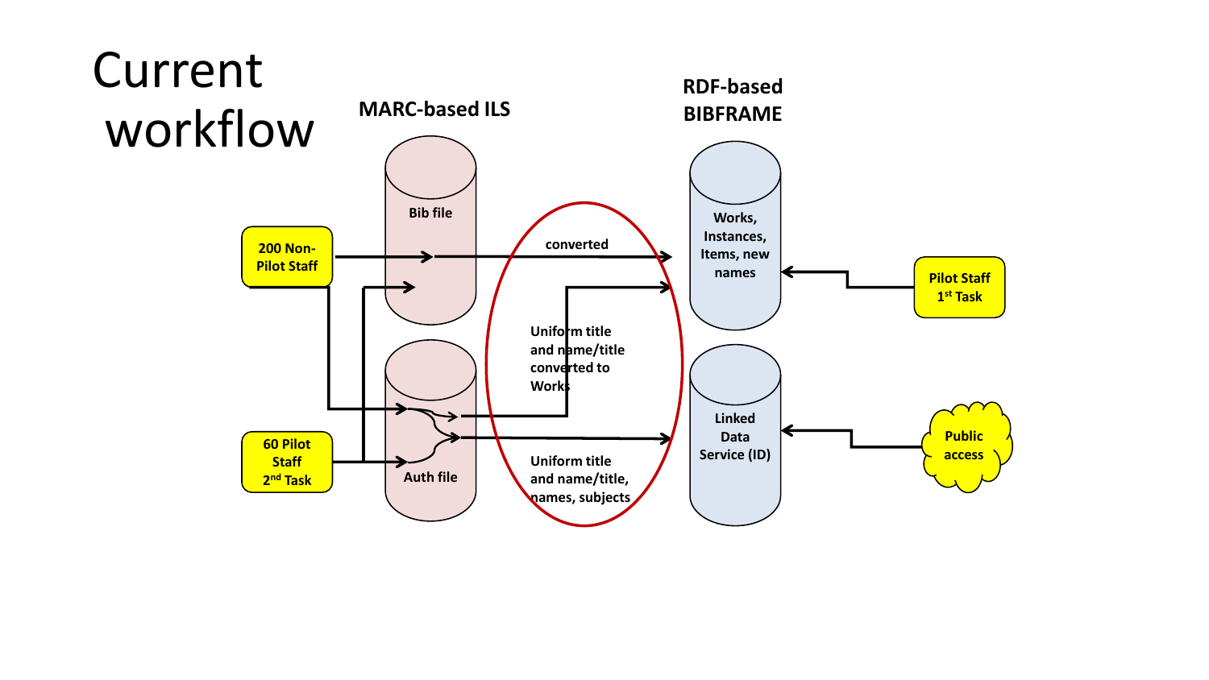# Current workflow

MARC-based ILS

RDF-based BIBFRAME

Bib file

Auth file

200 Non-Pilot Staff

60 Pilot Staff 2nd Task

converted

Uniform title and name/title converted to Works

Uniform title and name/title, names, subjects

Works, Instances, Items, new names

Linked Data Service (ID)

Pilot Staff 1st Task

Public access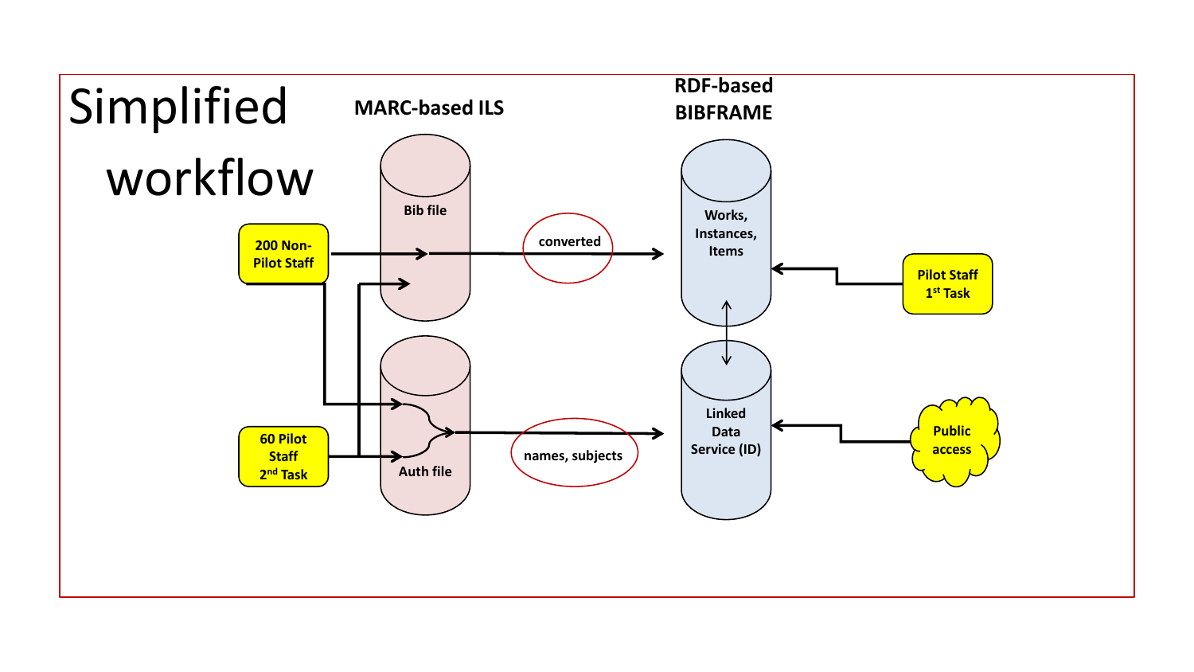# Simplified workflow

MARC-based ILS

RDF-based BIBFRAME

Bib file

converted

Works, Instances, Items

200 Non-Pilot Staff

Pilot Staff 1st Task

Auth file

names, subjects

Linked Data Service (ID)

60 Pilot Staff 2nd Task

Public access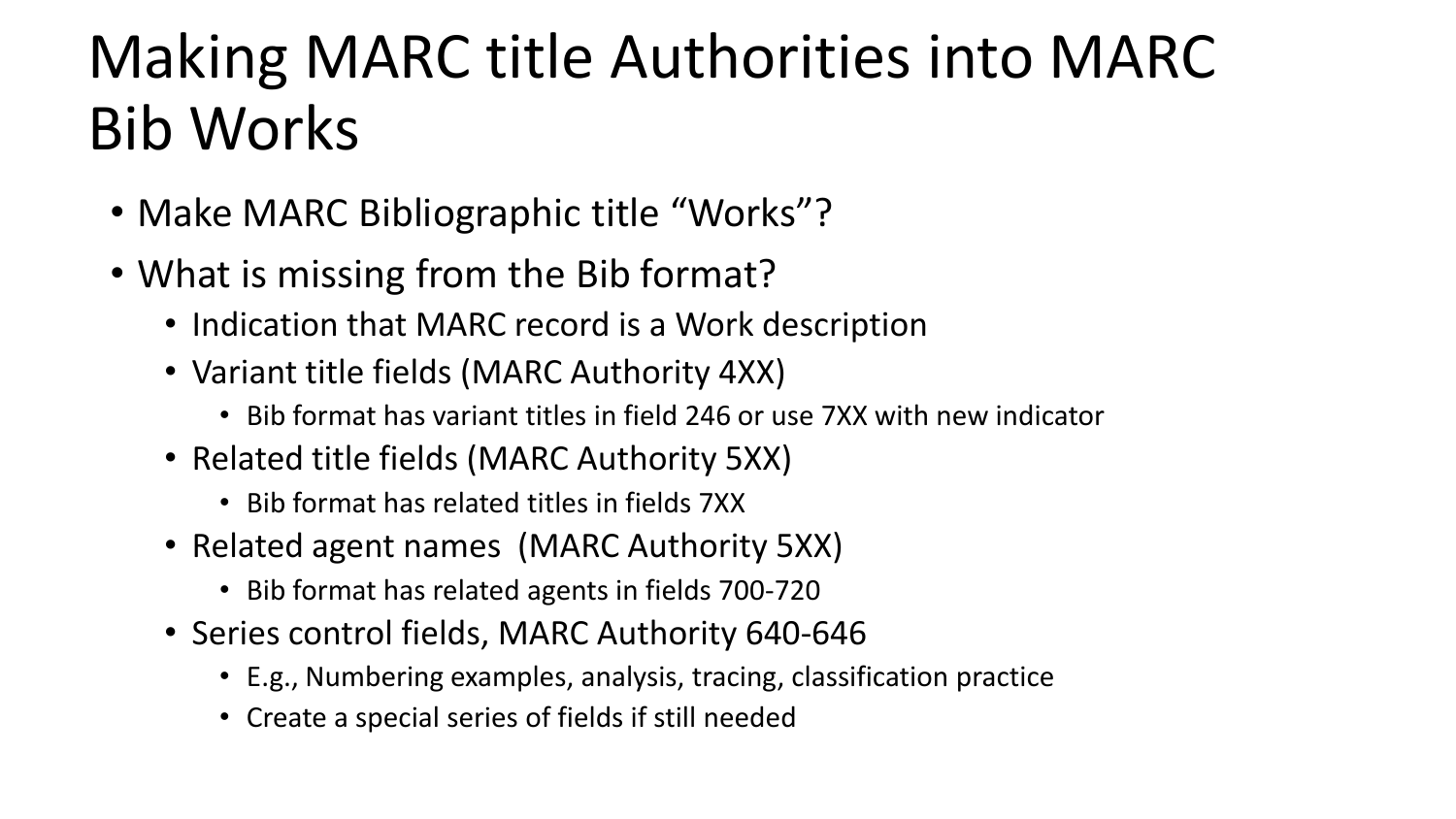# Making MARC title Authorities into MARC Bib Works

- Make MARC Bibliographic title "Works"?
- What is missing from the Bib format?
  - Indication that MARC record is a Work description
  - Variant title fields (MARC Authority 4XX)
    - Bib format has variant titles in field 246 or use 7XX with new indicator
  - Related title fields (MARC Authority 5XX)
    - Bib format has related titles in fields 7XX
  - Related agent names  (MARC Authority 5XX)
    - Bib format has related agents in fields 700-720
  - Series control fields, MARC Authority 640-646
    - E.g., Numbering examples, analysis, tracing, classification practice
    - Create a special series of fields if still needed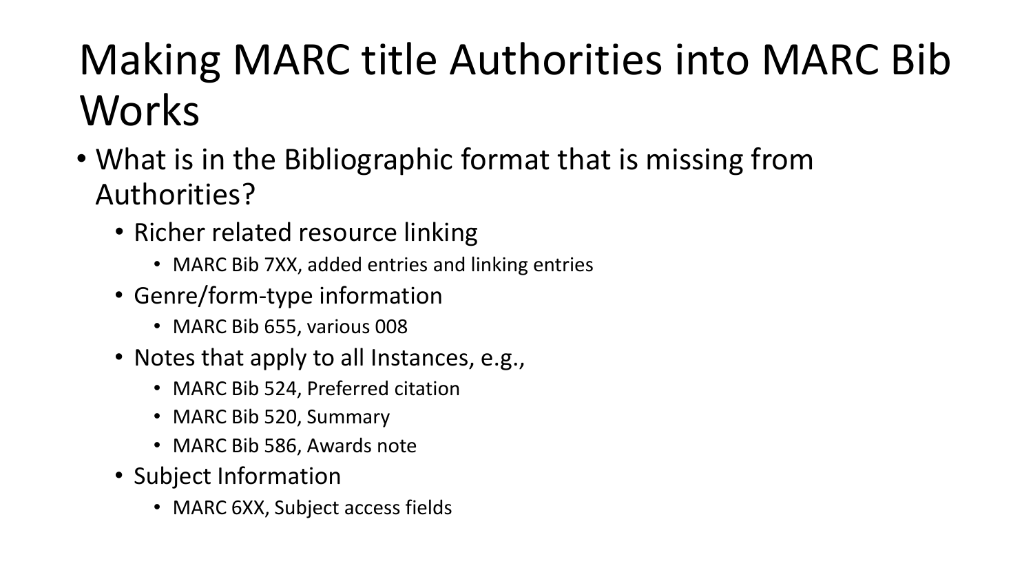# Making MARC title Authorities into MARC Bib Works

- What is in the Bibliographic format that is missing from Authorities?
  - Richer related resource linking
    - MARC Bib 7XX, added entries and linking entries
  - Genre/form-type information
    - MARC Bib 655, various 008
  - Notes that apply to all Instances, e.g.,
    - MARC Bib 524, Preferred citation
    - MARC Bib 520, Summary
    - MARC Bib 586, Awards note
  - Subject Information
    - MARC 6XX, Subject access fields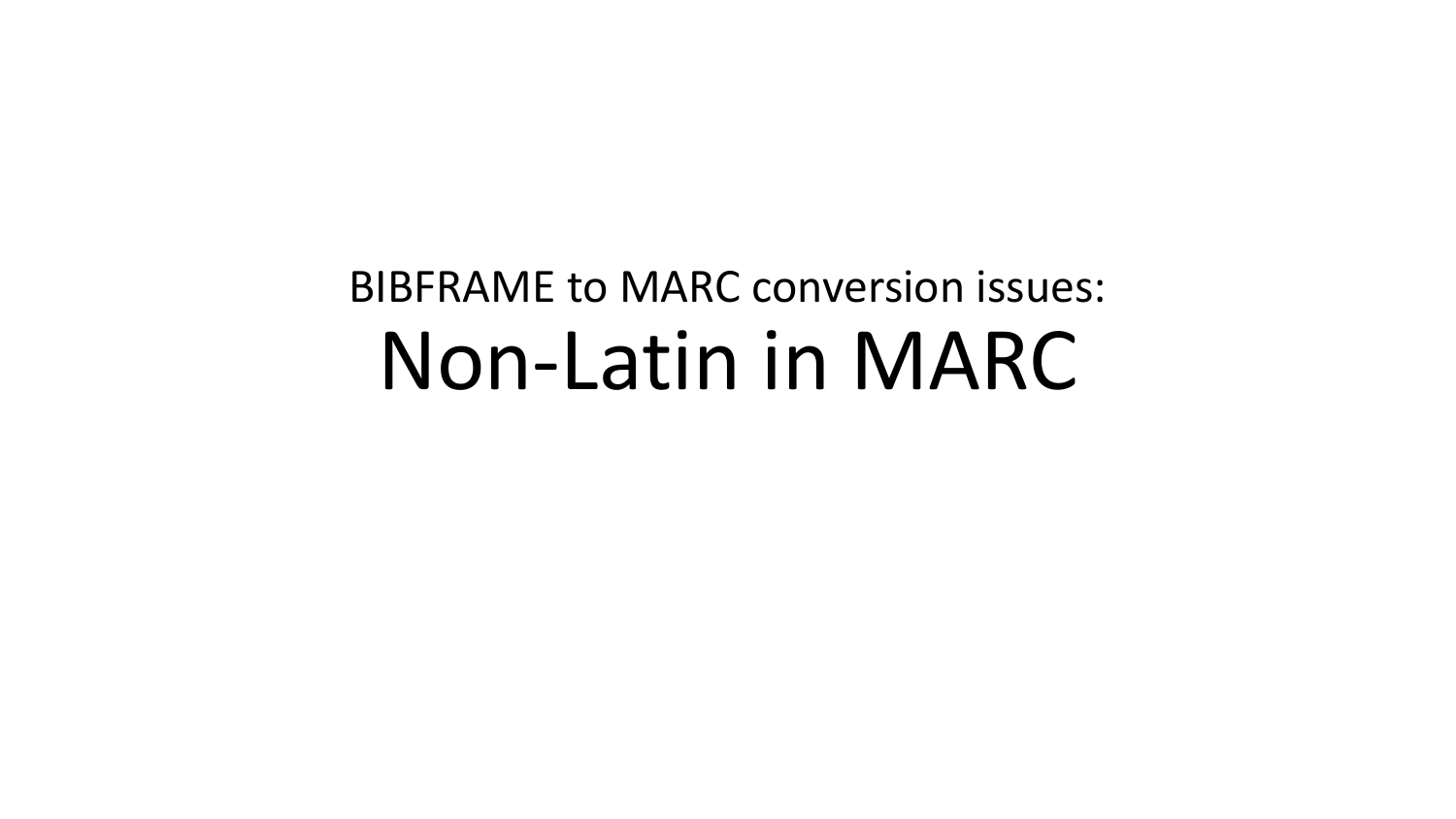BIBFRAME to MARC conversion issues:

# Non-Latin in MARC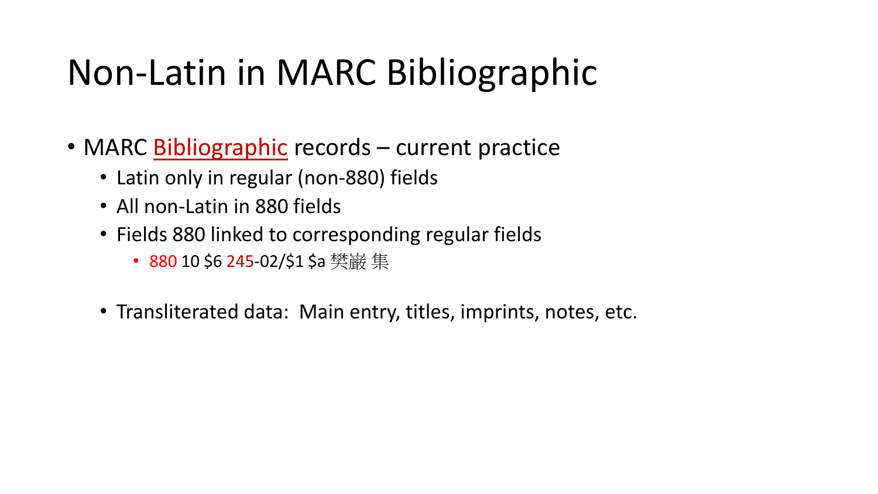# Non-Latin in MARC Bibliographic

- MARC Bibliographic records – current practice
  - Latin only in regular (non-880) fields
  - All non-Latin in 880 fields
  - Fields 880 linked to corresponding regular fields
    - 880 10 $6 245-02/$1 $a 樊巖 集
  - Transliterated data: Main entry, titles, imprints, notes, etc.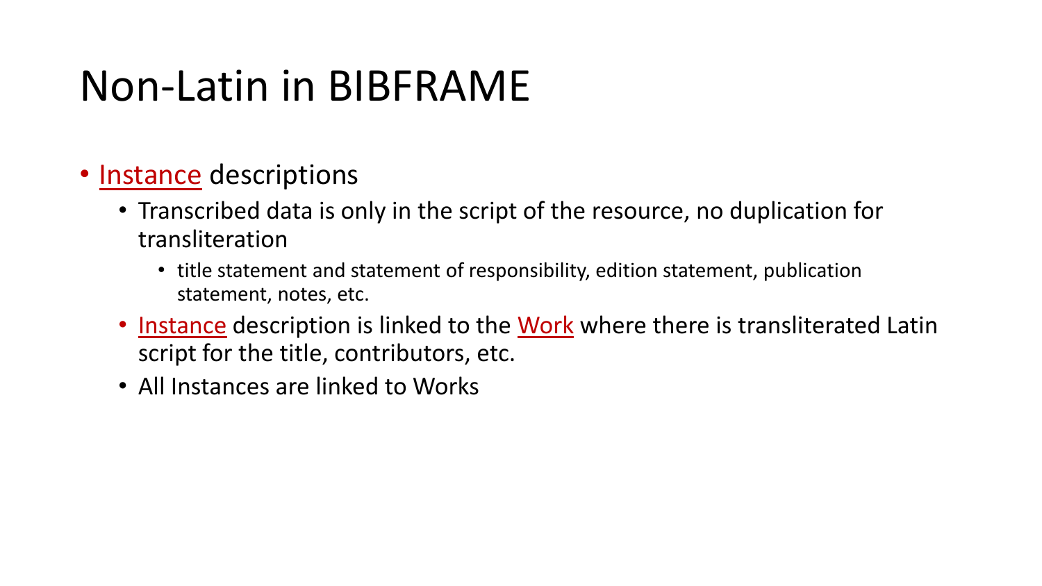# Non-Latin in BIBFRAME

- Instance descriptions
  - Transcribed data is only in the script of the resource, no duplication for transliteration
    - title statement and statement of responsibility, edition statement, publication statement, notes, etc.
  - Instance description is linked to the Work where there is transliterated Latin script for the title, contributors, etc.
  - All Instances are linked to Works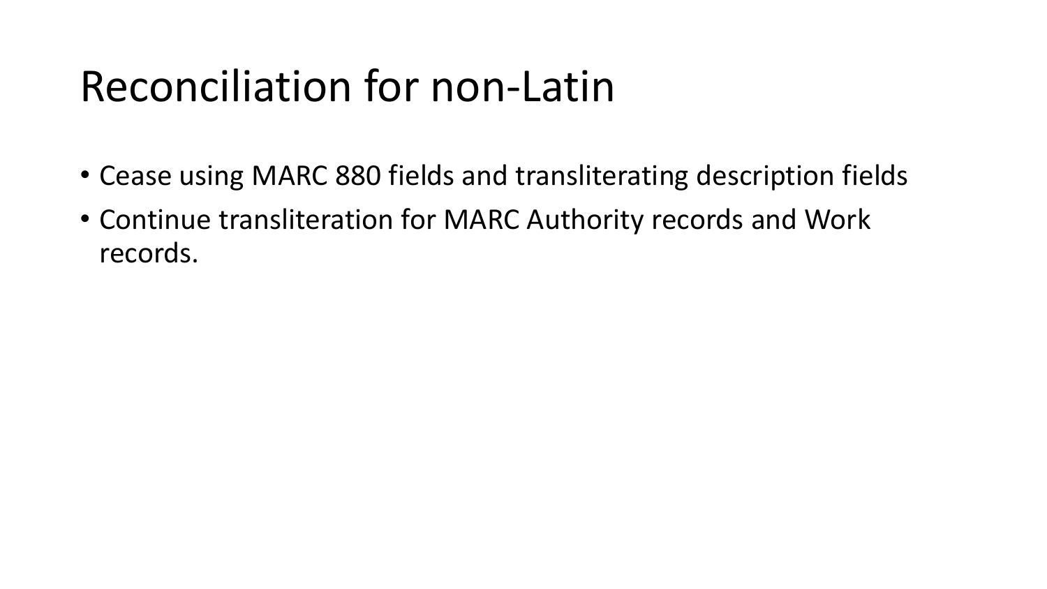# Reconciliation for non-Latin

- Cease using MARC 880 fields and transliterating description fields
- Continue transliteration for MARC Authority records and Work records.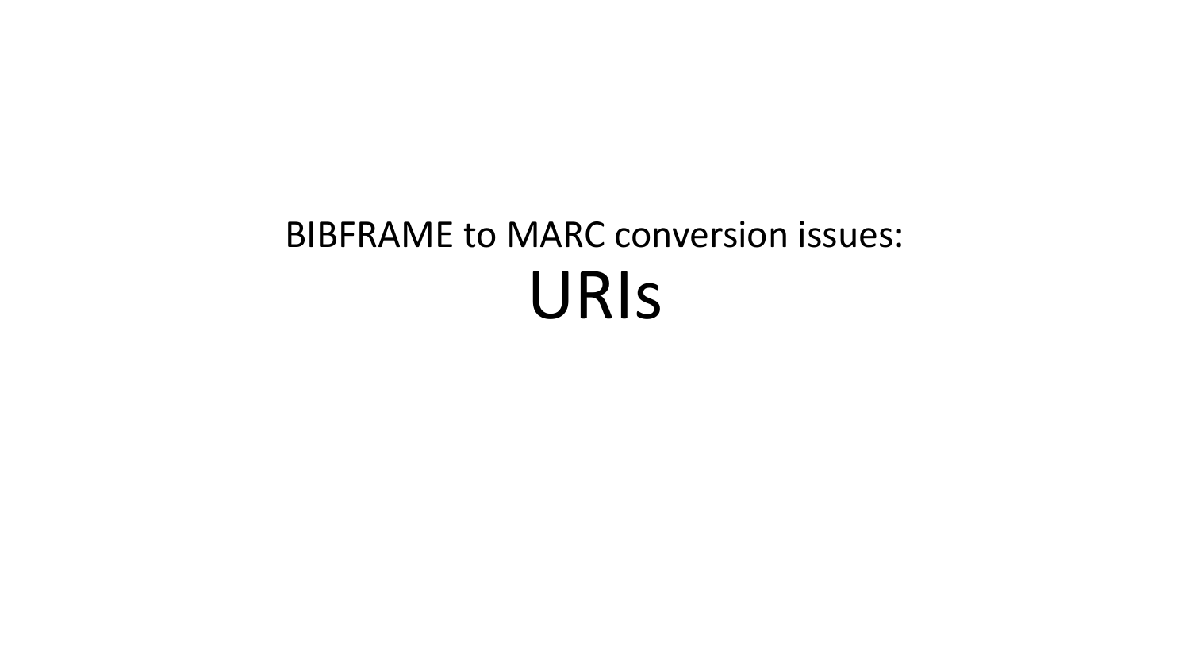BIBFRAME to MARC conversion issues:

# URIs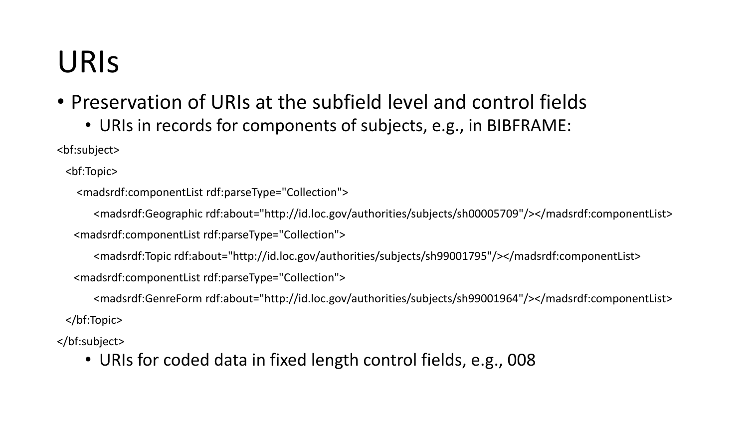# URIs

- Preservation of URIs at the subfield level and control fields
  - URIs in records for components of subjects, e.g., in BIBFRAME:

```
<bf:subject>
  <bf:Topic>
     <madsrdf:componentList rdf:parseType="Collection">
         <madsrdf:Geographic rdf:about="http://id.loc.gov/authorities/subjects/sh00005709"/></madsrdf:componentList>
    <madsrdf:componentList rdf:parseType="Collection">
         <madsrdf:Topic rdf:about="http://id.loc.gov/authorities/subjects/sh99001795"/></madsrdf:componentList>
    <madsrdf:componentList rdf:parseType="Collection">
         <madsrdf:GenreForm rdf:about="http://id.loc.gov/authorities/subjects/sh99001964"/></madsrdf:componentList>
  </bf:Topic>
</bf:subject>
```

  - URIs for coded data in fixed length control fields, e.g., 008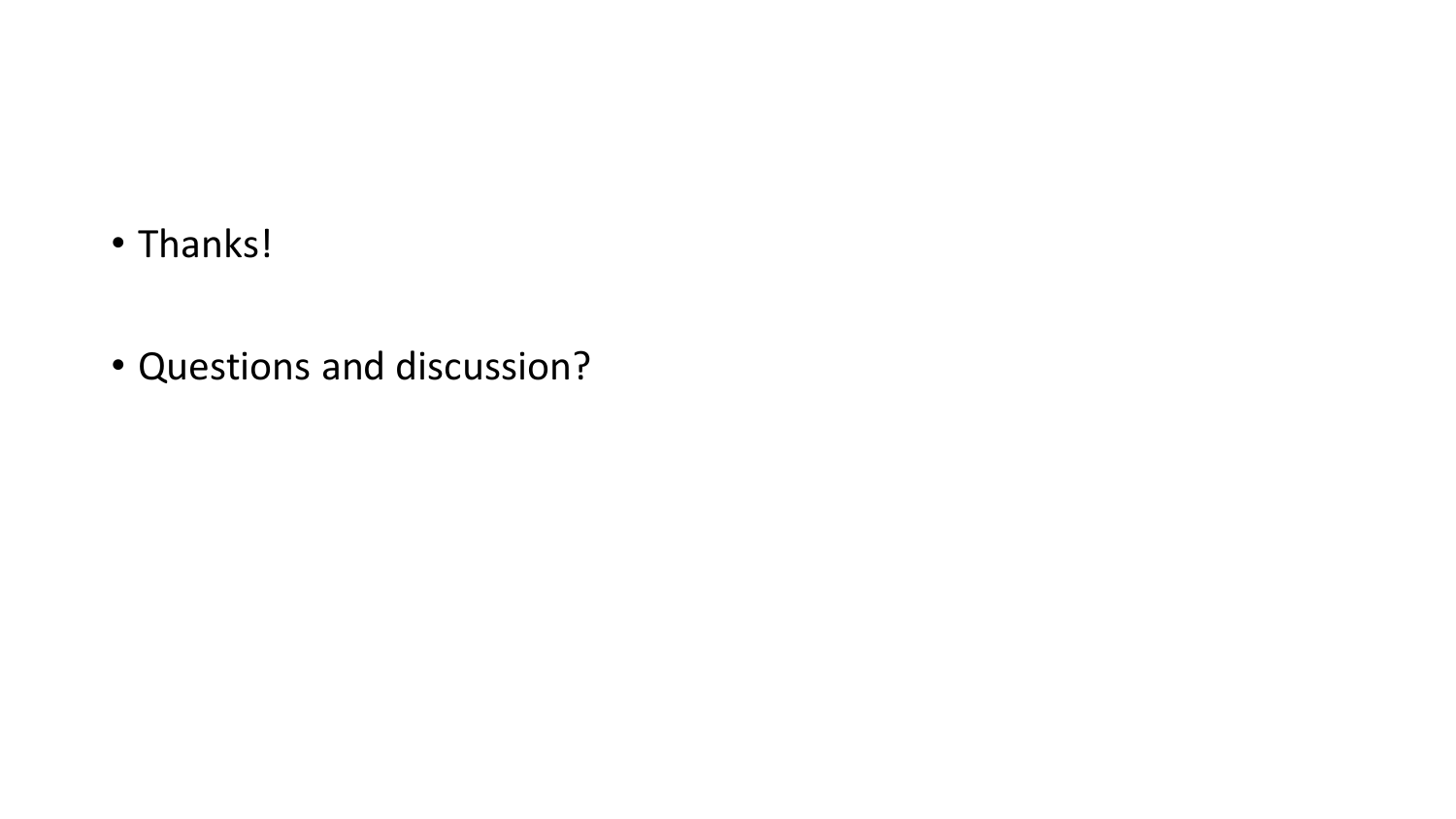- Thanks!

- Questions and discussion?